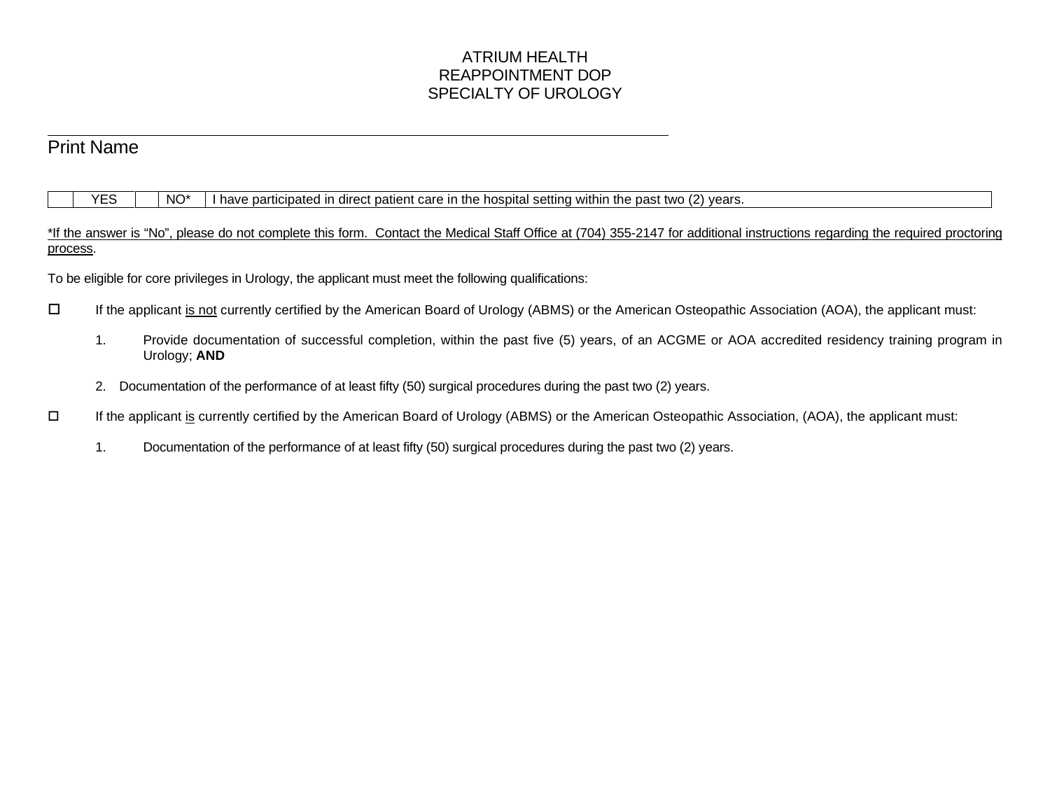# ATRIUM HEALTH
# REAPPOINTMENT DOP
# SPECIALTY OF UROLOGY

_______________________________________________
Print Name

| | YES | | NO* | I have participated in direct patient care in the hospital setting within the past two (2) years. |
|---|---|---|---|---|

<u>*If the answer is "No", please do not complete this form. Contact the Medical Staff Office at (704) 355-2147 for additional instructions regarding the required proctoring process</u>.

To be eligible for core privileges in Urology, the applicant must meet the following qualifications:

☐ If the applicant <u>is not</u> currently certified by the American Board of Urology (ABMS) or the American Osteopathic Association (AOA), the applicant must:

1. Provide documentation of successful completion, within the past five (5) years, of an ACGME or AOA accredited residency training program in Urology; **AND**

2. Documentation of the performance of at least fifty (50) surgical procedures during the past two (2) years.

☐ If the applicant <u>is</u> currently certified by the American Board of Urology (ABMS) or the American Osteopathic Association, (AOA), the applicant must:

1. Documentation of the performance of at least fifty (50) surgical procedures during the past two (2) years.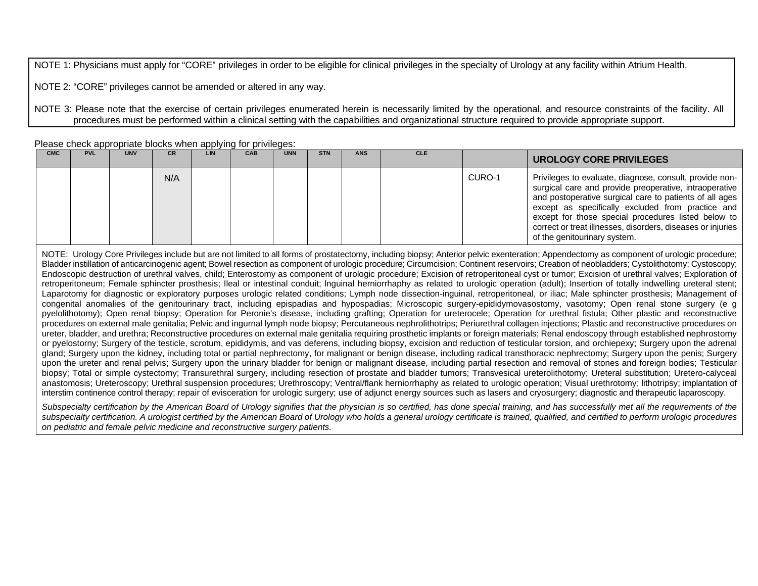NOTE 1: Physicians must apply for "CORE" privileges in order to be eligible for clinical privileges in the specialty of Urology at any facility within Atrium Health.

NOTE 2: "CORE" privileges cannot be amended or altered in any way.

NOTE 3: Please note that the exercise of certain privileges enumerated herein is necessarily limited by the operational, and resource constraints of the facility. All procedures must be performed within a clinical setting with the capabilities and organizational structure required to provide appropriate support.

Please check appropriate blocks when applying for privileges:

| CMC | PVL | UNV | CR | LIN | CAB | UNN | STN | ANS | CLE | | UROLOGY CORE PRIVILEGES |
|---|---|---|---|---|---|---|---|---|---|---|---|
| | | | N/A | | | | | | | CURO-1 | Privileges to evaluate, diagnose, consult, provide non-surgical care and provide preoperative, intraoperative and postoperative surgical care to patients of all ages except as specifically excluded from practice and except for those special procedures listed below to correct or treat illnesses, disorders, diseases or injuries of the genitourinary system. |

NOTE: Urology Core Privileges include but are not limited to all forms of prostatectomy, including biopsy; Anterior pelvic exenteration; Appendectomy as component of urologic procedure; Bladder instillation of anticarcinogenic agent; Bowel resection as component of urologic procedure; Circumcision; Continent reservoirs; Creation of neobladders; Cystolithotomy; Cystoscopy; Endoscopic destruction of urethral valves, child; Enterostomy as component of urologic procedure; Excision of retroperitoneal cyst or tumor; Excision of urethral valves; Exploration of retroperitoneum; Female sphincter prosthesis; Ileal or intestinal conduit; lnguinal herniorrhaphy as related to urologic operation (adult); Insertion of totally indwelling ureteral stent; Laparotomy for diagnostic or exploratory purposes urologic related conditions; Lymph node dissection-inguinal, retroperitoneal, or iliac; Male sphincter prosthesis; Management of congenital anomalies of the genitourinary tract, including epispadias and hypospadias; Microscopic surgery-epididymovasostomy, vasotomy; Open renal stone surgery (e g pyelolithotomy); Open renal biopsy; Operation for Peronie's disease, including grafting; Operation for ureterocele; Operation for urethral fistula; Other plastic and reconstructive procedures on external male genitalia; Pelvic and ingurnal lymph node biopsy; Percutaneous nephrolithotrips; Periurethral collagen injections; Plastic and reconstructive procedures on ureter, bladder, and urethra; Reconstructive procedures on external male genitalia requiring prosthetic implants or foreign materials; Renal endoscopy through established nephrostorny or pyelostorny; Surgery of the testicle, scrotum, epididymis, and vas deferens, including biopsy, excision and reduction of testicular torsion, and orchiepexy; Surgery upon the adrenal gland; Surgery upon the kidney, including total or partial nephrectomy, for malignant or benign disease, including radical transthoracic nephrectomy; Surgery upon the penis; Surgery upon the ureter and renal pelvis; Surgery upon the urinary bladder for benign or malignant disease, including partial resection and removal of stones and foreign bodies; Testicular biopsy; Total or simple cystectomy; Transurethral surgery, including resection of prostate and bladder tumors; Transvesical ureterolithotomy; Ureteral substitution; Uretero-calyceal anastomosis; Ureteroscopy; Urethral suspension procedures; Urethroscopy; Ventral/flank herniorrhaphy as related to urologic operation; Visual urethrotomy; lithotripsy; implantation of interstim continence control therapy; repair of evisceration for urologic surgery; use of adjunct energy sources such as lasers and cryosurgery; diagnostic and therapeutic laparoscopy.

*Subspecialty certification by the American Board of Urology signifies that the physician is so certified, has done special training, and has successfully met all the requirements of the subspecialty certification. A urologist certified by the American Board of Urology who holds a general urology certificate is trained, qualified, and certified to perform urologic procedures on pediatric and female pelvic medicine and reconstructive surgery patients.*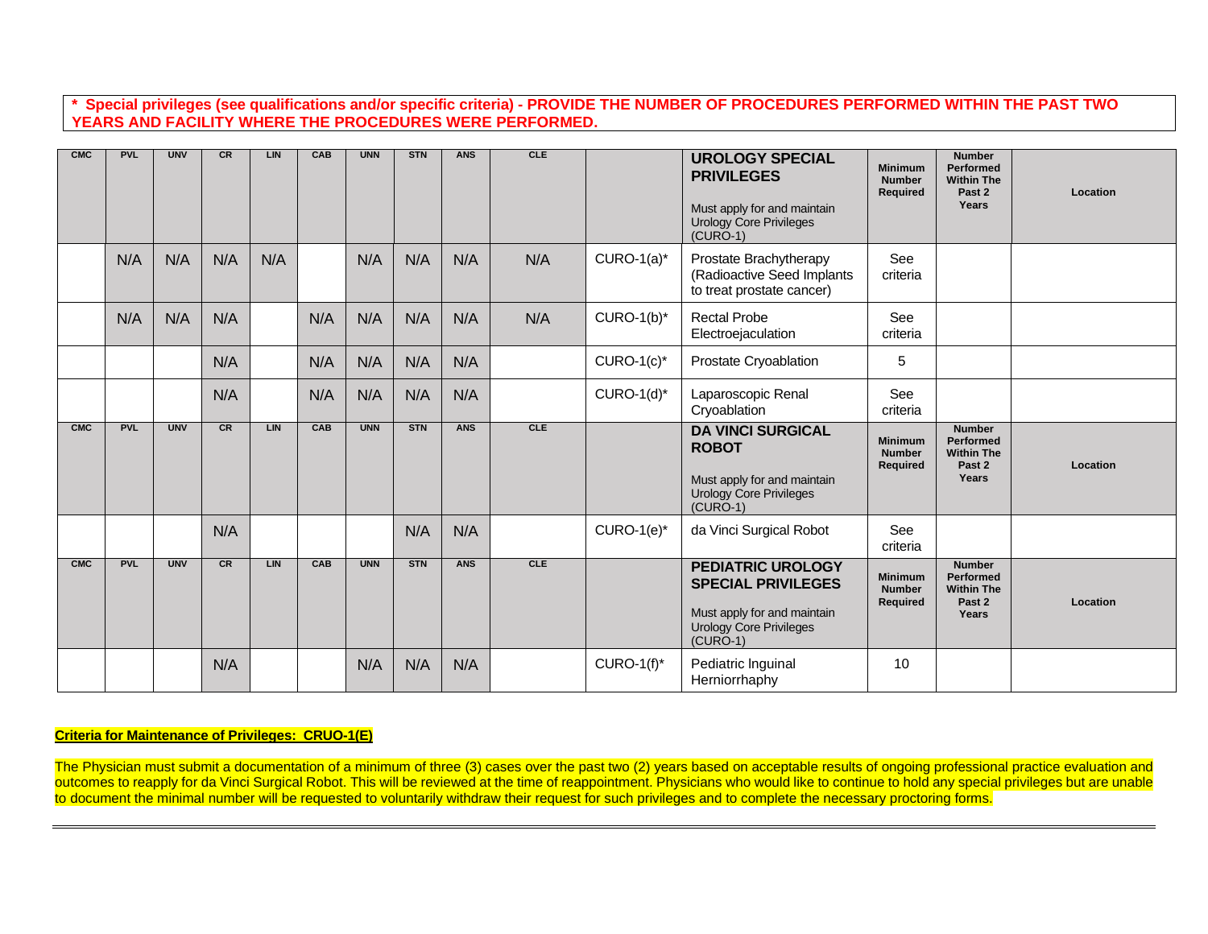**\* Special privileges (see qualifications and/or specific criteria) - PROVIDE THE NUMBER OF PROCEDURES PERFORMED WITHIN THE PAST TWO YEARS AND FACILITY WHERE THE PROCEDURES WERE PERFORMED.**

| CMC | PVL | UNV | CR | LIN | CAB | UNN | STN | ANS | CLE | | **UROLOGY SPECIAL PRIVILEGES**<br><br>Must apply for and maintain Urology Core Privileges (CURO-1) | Minimum Number Required | Number Performed Within The Past 2 Years | Location |
|---|---|---|---|---|---|---|---|---|---|---|---|---|---|---|
| | N/A | N/A | N/A | N/A | | N/A | N/A | N/A | N/A | CURO-1(a)* | Prostate Brachytherapy (Radioactive Seed Implants to treat prostate cancer) | See criteria | | |
| | N/A | N/A | N/A | | N/A | N/A | N/A | N/A | N/A | CURO-1(b)* | Rectal Probe Electroejaculation | See criteria | | |
| | | | N/A | | N/A | N/A | N/A | N/A | | CURO-1(c)* | Prostate Cryoablation | 5 | | |
| | | | N/A | | N/A | N/A | N/A | N/A | | CURO-1(d)* | Laparoscopic Renal Cryoablation | See criteria | | |
| **CMC** | **PVL** | **UNV** | **CR** | **LIN** | **CAB** | **UNN** | **STN** | **ANS** | **CLE** | | **DA VINCI SURGICAL ROBOT**<br><br>Must apply for and maintain Urology Core Privileges (CURO-1) | **Minimum Number Required** | **Number Performed Within The Past 2 Years** | **Location** |
| | | | N/A | | | | N/A | N/A | | CURO-1(e)* | da Vinci Surgical Robot | See criteria | | |
| **CMC** | **PVL** | **UNV** | **CR** | **LIN** | **CAB** | **UNN** | **STN** | **ANS** | **CLE** | | **PEDIATRIC UROLOGY SPECIAL PRIVILEGES**<br><br>Must apply for and maintain Urology Core Privileges (CURO-1) | **Minimum Number Required** | **Number Performed Within The Past 2 Years** | **Location** |
| | | | N/A | | | N/A | N/A | N/A | | CURO-1(f)* | Pediatric Inguinal Herniorrhaphy | 10 | | |

**Criteria for Maintenance of Privileges: CRUO-1(E)**

The Physician must submit a documentation of a minimum of three (3) cases over the past two (2) years based on acceptable results of ongoing professional practice evaluation and outcomes to reapply for da Vinci Surgical Robot. This will be reviewed at the time of reappointment. Physicians who would like to continue to hold any special privileges but are unable to document the minimal number will be requested to voluntarily withdraw their request for such privileges and to complete the necessary proctoring forms.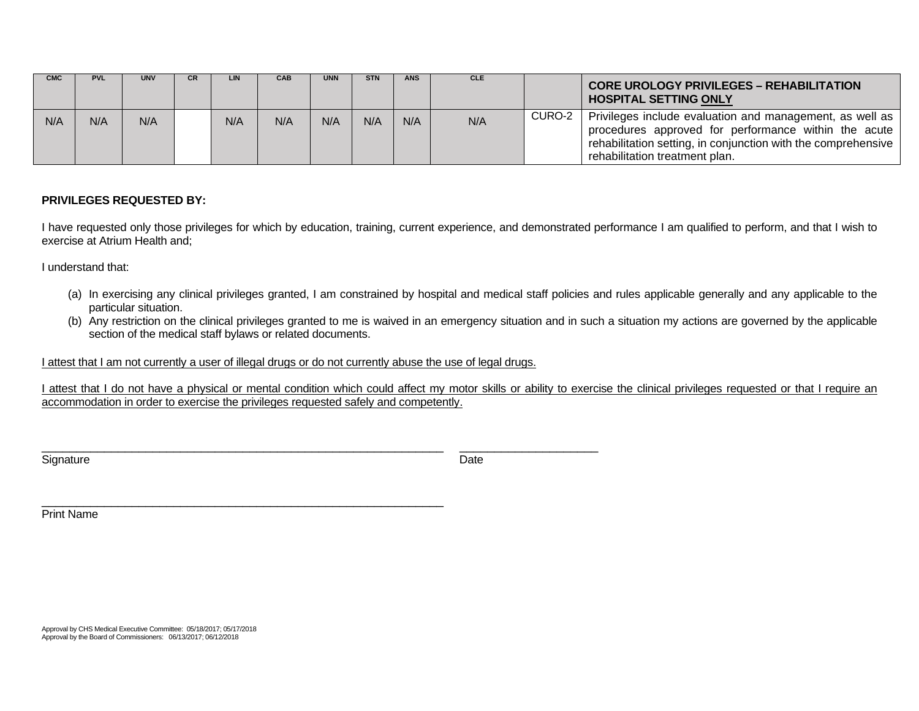| CMC | PVL | UNV | CR | LIN | CAB | UNN | STN | ANS | CLE | | **CORE UROLOGY PRIVILEGES – REHABILITATION HOSPITAL SETTING ONLY** |
|---|---|---|---|---|---|---|---|---|---|---|---|
| N/A | N/A | N/A | | N/A | N/A | N/A | N/A | N/A | N/A | CURO-2 | Privileges include evaluation and management, as well as procedures approved for performance within the acute rehabilitation setting, in conjunction with the comprehensive rehabilitation treatment plan. |

**PRIVILEGES REQUESTED BY:**

I have requested only those privileges for which by education, training, current experience, and demonstrated performance I am qualified to perform, and that I wish to exercise at Atrium Health and;

I understand that:

(a) In exercising any clinical privileges granted, I am constrained by hospital and medical staff policies and rules applicable generally and any applicable to the particular situation.
(b) Any restriction on the clinical privileges granted to me is waived in an emergency situation and in such a situation my actions are governed by the applicable section of the medical staff bylaws or related documents.

<u>I attest that I am not currently a user of illegal drugs or do not currently abuse the use of legal drugs.</u>

<u>I attest that I do not have a physical or mental condition which could affect my motor skills or ability to exercise the clinical privileges requested or that I require an accommodation in order to exercise the privileges requested safely and competently.</u>

_______________________________________________ &nbsp;&nbsp; ____________________
Signature &nbsp;&nbsp; Date

_______________________________________________
Print Name

Approval by CHS Medical Executive Committee: 05/18/2017; 05/17/2018
Approval by the Board of Commissioners: 06/13/2017; 06/12/2018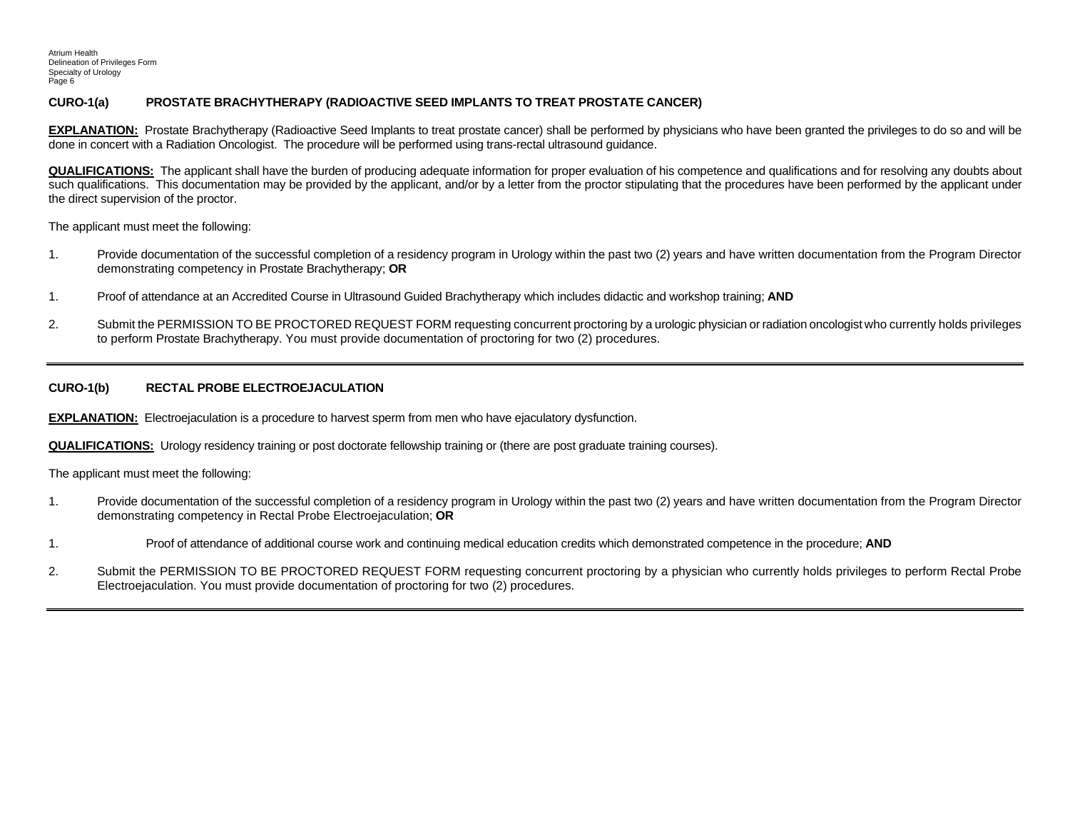### CURO-1(a) PROSTATE BRACHYTHERAPY (RADIOACTIVE SEED IMPLANTS TO TREAT PROSTATE CANCER)

**EXPLANATION:** Prostate Brachytherapy (Radioactive Seed Implants to treat prostate cancer) shall be performed by physicians who have been granted the privileges to do so and will be done in concert with a Radiation Oncologist. The procedure will be performed using trans-rectal ultrasound guidance.

**QUALIFICATIONS:** The applicant shall have the burden of producing adequate information for proper evaluation of his competence and qualifications and for resolving any doubts about such qualifications. This documentation may be provided by the applicant, and/or by a letter from the proctor stipulating that the procedures have been performed by the applicant under the direct supervision of the proctor.

The applicant must meet the following:

1. Provide documentation of the successful completion of a residency program in Urology within the past two (2) years and have written documentation from the Program Director demonstrating competency in Prostate Brachytherapy; **OR**

1. Proof of attendance at an Accredited Course in Ultrasound Guided Brachytherapy which includes didactic and workshop training; **AND**

2. Submit the PERMISSION TO BE PROCTORED REQUEST FORM requesting concurrent proctoring by a urologic physician or radiation oncologist who currently holds privileges to perform Prostate Brachytherapy. You must provide documentation of proctoring for two (2) procedures.

---

### CURO-1(b) RECTAL PROBE ELECTROEJACULATION

**EXPLANATION:** Electroejaculation is a procedure to harvest sperm from men who have ejaculatory dysfunction.

**QUALIFICATIONS:** Urology residency training or post doctorate fellowship training or (there are post graduate training courses).

The applicant must meet the following:

1. Provide documentation of the successful completion of a residency program in Urology within the past two (2) years and have written documentation from the Program Director demonstrating competency in Rectal Probe Electroejaculation; **OR**

1. Proof of attendance of additional course work and continuing medical education credits which demonstrated competence in the procedure; **AND**

2. Submit the PERMISSION TO BE PROCTORED REQUEST FORM requesting concurrent proctoring by a physician who currently holds privileges to perform Rectal Probe Electroejaculation. You must provide documentation of proctoring for two (2) procedures.

---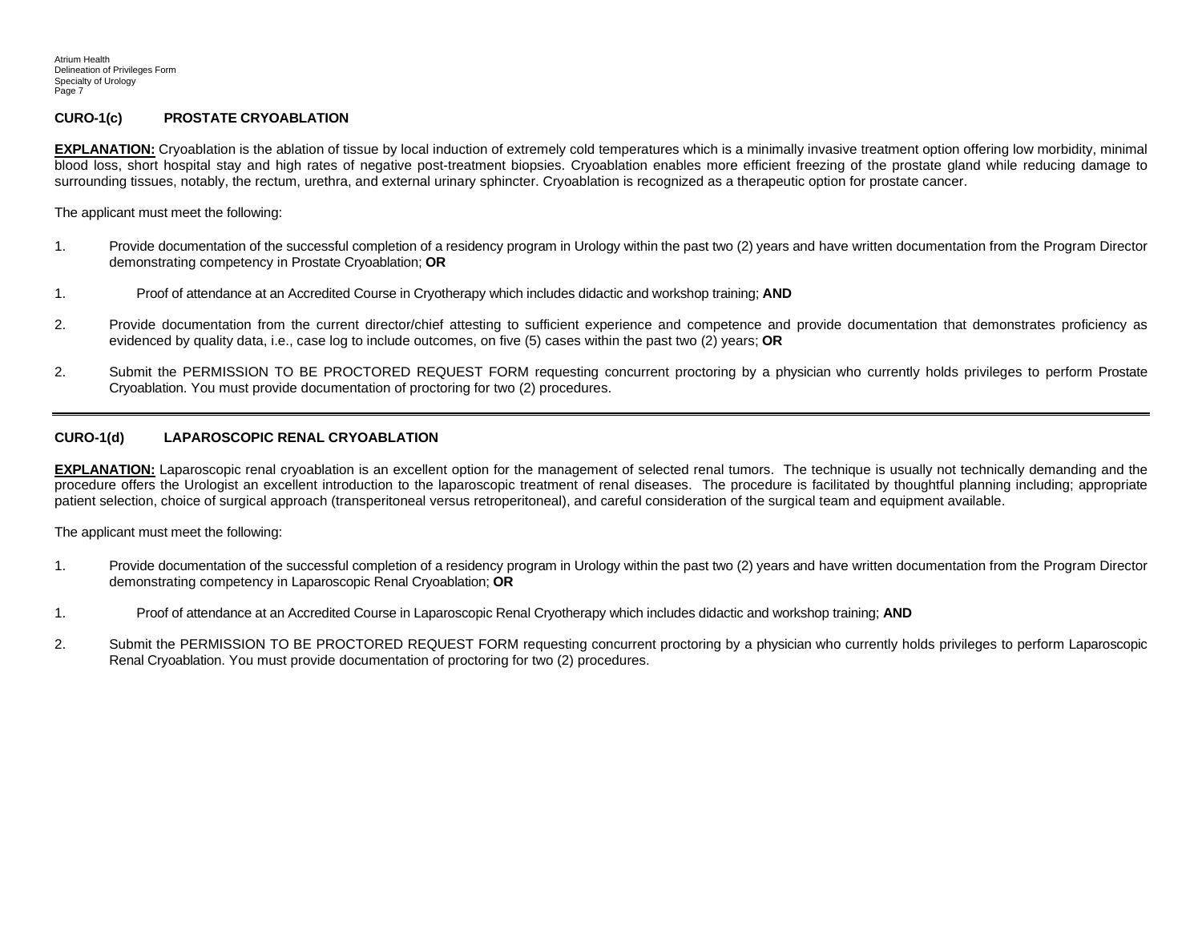### CURO-1(c) PROSTATE CRYOABLATION

**EXPLANATION:** Cryoablation is the ablation of tissue by local induction of extremely cold temperatures which is a minimally invasive treatment option offering low morbidity, minimal blood loss, short hospital stay and high rates of negative post-treatment biopsies. Cryoablation enables more efficient freezing of the prostate gland while reducing damage to surrounding tissues, notably, the rectum, urethra, and external urinary sphincter. Cryoablation is recognized as a therapeutic option for prostate cancer.

The applicant must meet the following:

1. Provide documentation of the successful completion of a residency program in Urology within the past two (2) years and have written documentation from the Program Director demonstrating competency in Prostate Cryoablation; **OR**

1. Proof of attendance at an Accredited Course in Cryotherapy which includes didactic and workshop training; **AND**

2. Provide documentation from the current director/chief attesting to sufficient experience and competence and provide documentation that demonstrates proficiency as evidenced by quality data, i.e., case log to include outcomes, on five (5) cases within the past two (2) years; **OR**

2. Submit the PERMISSION TO BE PROCTORED REQUEST FORM requesting concurrent proctoring by a physician who currently holds privileges to perform Prostate Cryoablation. You must provide documentation of proctoring for two (2) procedures.

---

### CURO-1(d) LAPAROSCOPIC RENAL CRYOABLATION

**EXPLANATION:** Laparoscopic renal cryoablation is an excellent option for the management of selected renal tumors. The technique is usually not technically demanding and the procedure offers the Urologist an excellent introduction to the laparoscopic treatment of renal diseases. The procedure is facilitated by thoughtful planning including; appropriate patient selection, choice of surgical approach (transperitoneal versus retroperitoneal), and careful consideration of the surgical team and equipment available.

The applicant must meet the following:

1. Provide documentation of the successful completion of a residency program in Urology within the past two (2) years and have written documentation from the Program Director demonstrating competency in Laparoscopic Renal Cryoablation; **OR**

1. Proof of attendance at an Accredited Course in Laparoscopic Renal Cryotherapy which includes didactic and workshop training; **AND**

2. Submit the PERMISSION TO BE PROCTORED REQUEST FORM requesting concurrent proctoring by a physician who currently holds privileges to perform Laparoscopic Renal Cryoablation. You must provide documentation of proctoring for two (2) procedures.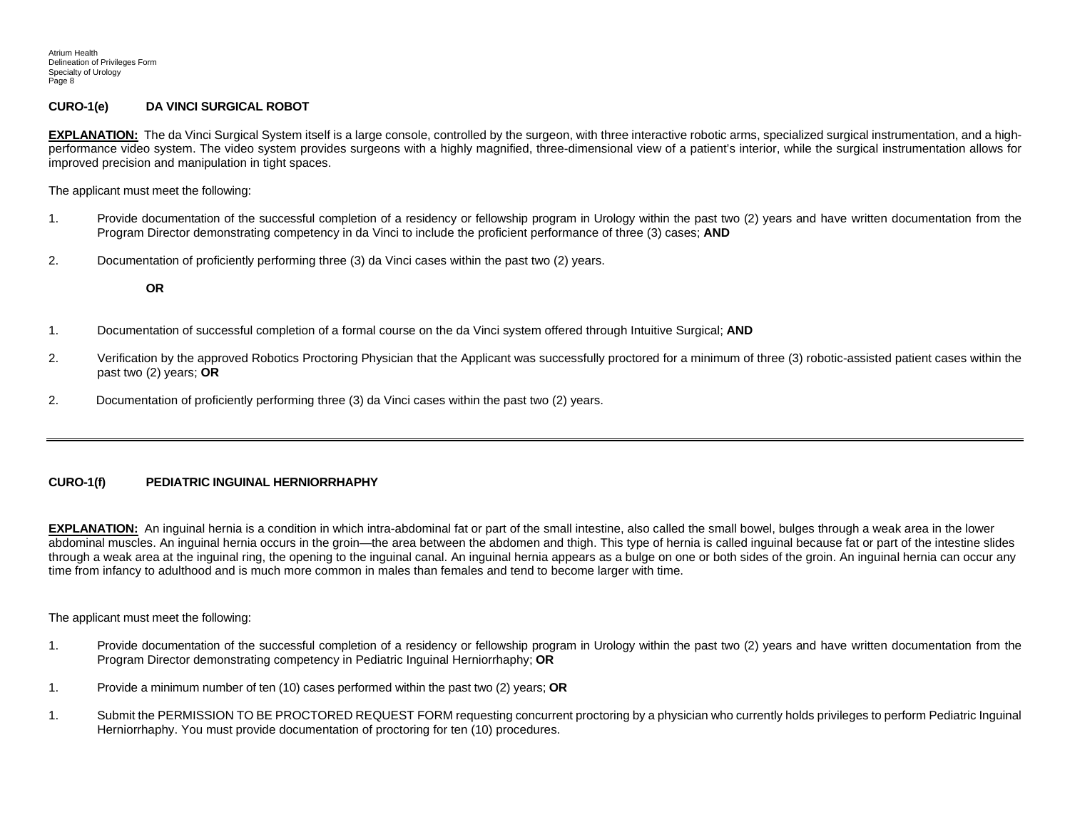## CURO-1(e) DA VINCI SURGICAL ROBOT

**EXPLANATION:** The da Vinci Surgical System itself is a large console, controlled by the surgeon, with three interactive robotic arms, specialized surgical instrumentation, and a high-performance video system. The video system provides surgeons with a highly magnified, three-dimensional view of a patient's interior, while the surgical instrumentation allows for improved precision and manipulation in tight spaces.

The applicant must meet the following:

1. Provide documentation of the successful completion of a residency or fellowship program in Urology within the past two (2) years and have written documentation from the Program Director demonstrating competency in da Vinci to include the proficient performance of three (3) cases; **AND**

2. Documentation of proficiently performing three (3) da Vinci cases within the past two (2) years.

**OR**

1. Documentation of successful completion of a formal course on the da Vinci system offered through Intuitive Surgical; **AND**

2. Verification by the approved Robotics Proctoring Physician that the Applicant was successfully proctored for a minimum of three (3) robotic-assisted patient cases within the past two (2) years; **OR**

2. Documentation of proficiently performing three (3) da Vinci cases within the past two (2) years.

---

## CURO-1(f) PEDIATRIC INGUINAL HERNIORRHAPHY

**EXPLANATION:** An inguinal hernia is a condition in which intra-abdominal fat or part of the small intestine, also called the small bowel, bulges through a weak area in the lower abdominal muscles. An inguinal hernia occurs in the groin—the area between the abdomen and thigh. This type of hernia is called inguinal because fat or part of the intestine slides through a weak area at the inguinal ring, the opening to the inguinal canal. An inguinal hernia appears as a bulge on one or both sides of the groin. An inguinal hernia can occur any time from infancy to adulthood and is much more common in males than females and tend to become larger with time.

The applicant must meet the following:

1. Provide documentation of the successful completion of a residency or fellowship program in Urology within the past two (2) years and have written documentation from the Program Director demonstrating competency in Pediatric Inguinal Herniorrhaphy; **OR**

1. Provide a minimum number of ten (10) cases performed within the past two (2) years; **OR**

1. Submit the PERMISSION TO BE PROCTORED REQUEST FORM requesting concurrent proctoring by a physician who currently holds privileges to perform Pediatric Inguinal Herniorrhaphy. You must provide documentation of proctoring for ten (10) procedures.